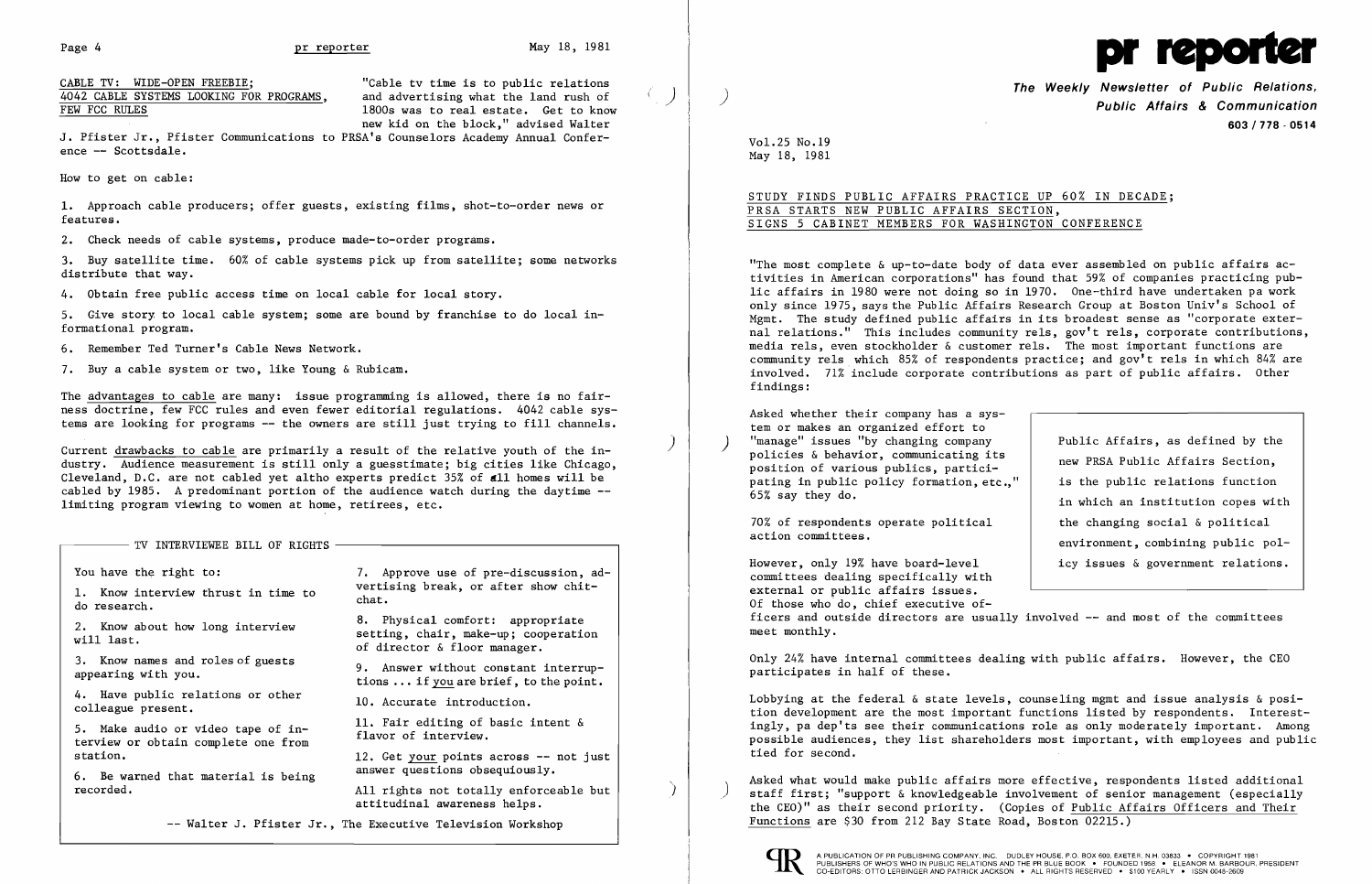## CABLE TV: WIDE-OPEN FREEBIE; 4042 CABLE SYSTEMS LOOKING FOR PROGRAMS, FEW FCC RULES

"Cable tv time is to public relations and advertising what the land rush of 1800s was to real estate. Get to know new kid on the block," advised Walter J. Pfister Jr., Pfister Communications to PRSA's Counselors Academy Annual Conference -- Scottsdale.

How to get on cable:

1. Approach cable producers; offer guests, existing films, shot-to-order news or features.

2. Check needs of cable systems, produce made-to-order programs.

3. Buy satellite time. 60% of cable systems pick up from satellite; some networks distribute that way.

4. Obtain free public access time on local cable for local story.

5. Give story to local cable system; some are bound by franchise to do local informational program.

6. Remember Ted Turner's Cable News Network.

7. Buy a cable system or two, like Young & Rubicam.

The advantages to cable are many: issue programming is allowed, there is no fairness doctrine, few FCC rules and even fewer editorial regulations. 4042 cable systems are looking for programs -- the owners are still just trying to fill channels.

Current drawbacks to cable are primarily a result of the relative youth of the industry. Audience measurement is still only a guesstimate; big cities like Chicago, Cleveland, D.C. are not cabled yet altho experts predict 35% of all homes will be cabled by 1985. A predominant portion of the audience watch during the daytime -- limiting program viewing to women at home, retirees, etc.

### TV INTERVIEWEE BILL OF RIGHTS

You have the right to:

1. Know interview thrust in time to do research.
2. Know about how long interview will last.
3. Know names and roles of guests appearing with you.
4. Have public relations or other colleague present.
5. Make audio or video tape of interview or obtain complete one from station.
6. Be warned that material is being recorded.
7. Approve use of pre-discussion, advertising break, or after show chitchat.
8. Physical comfort: appropriate setting, chair, make-up; cooperation of director & floor manager.
9. Answer without constant interruptions ... if you are brief, to the point.
10. Accurate introduction.
11. Fair editing of basic intent & flavor of interview.
12. Get your points across -- not just answer questions obsequiously.

All rights not totally enforceable but attitudinal awareness helps.

-- Walter J. Pfister Jr., The Executive Television Workshop

# pr reporter

**The Weekly Newsletter of Public Relations, Public Affairs & Communication**

603 / 778 - 0514

Vol.25 No.19
May 18, 1981

## STUDY FINDS PUBLIC AFFAIRS PRACTICE UP 60% IN DECADE; PRSA STARTS NEW PUBLIC AFFAIRS SECTION, SIGNS 5 CABINET MEMBERS FOR WASHINGTON CONFERENCE

"The most complete & up-to-date body of data ever assembled on public affairs activities in American corporations" has found that 59% of companies practicing public affairs in 1980 were not doing so in 1970. One-third have undertaken pa work only since 1975, says the Public Affairs Research Group at Boston Univ's School of Mgmt. The study defined public affairs in its broadest sense as "corporate external relations." This includes community rels, gov't rels, corporate contributions, media rels, even stockholder & customer rels. The most important functions are community rels which 85% of respondents practice; and gov't rels in which 84% are involved. 71% include corporate contributions as part of public affairs. Other findings:

> Public Affairs, as defined by the new PRSA Public Affairs Section, is the public relations function in which an institution copes with the changing social & political environment, combining public policy issues & government relations.

Asked whether their company has a system or makes an organized effort to "manage" issues "by changing company policies & behavior, communicating its position of various publics, participating in public policy formation, etc.," 65% say they do.

70% of respondents operate political action committees.

However, only 19% have board-level committees dealing specifically with external or public affairs issues. Of those who do, chief executive officers and outside directors are usually involved -- and most of the committees meet monthly.

Only 24% have internal committees dealing with public affairs. However, the CEO participates in half of these.

Lobbying at the federal & state levels, counseling mgmt and issue analysis & position development are the most important functions listed by respondents. Interestingly, pa dep'ts see their communications role as only moderately important. Among possible audiences, they list shareholders most important, with employees and public tied for second.

Asked what would make public affairs more effective, respondents listed additional staff first; "support & knowledgeable involvement of senior management (especially the CEO)" as their second priority. (Copies of Public Affairs Officers and Their Functions are $30 from 212 Bay State Road, Boston 02215.)

A PUBLICATION OF PR PUBLISHING COMPANY, INC. DUDLEY HOUSE, P.O. BOX 600, EXETER, N.H. 03833 • COPYRIGHT 1981 PUBLISHERS OF WHO'S WHO IN PUBLIC RELATIONS AND THE PR BLUE BOOK • FOUNDED 1958 • ELEANOR M. BARBOUR, PRESIDENT CO-EDITORS: OTTO LERBINGER AND PATRICK JACKSON • ALL RIGHTS RESERVED • $100 YEARLY • ISSN 0048-2609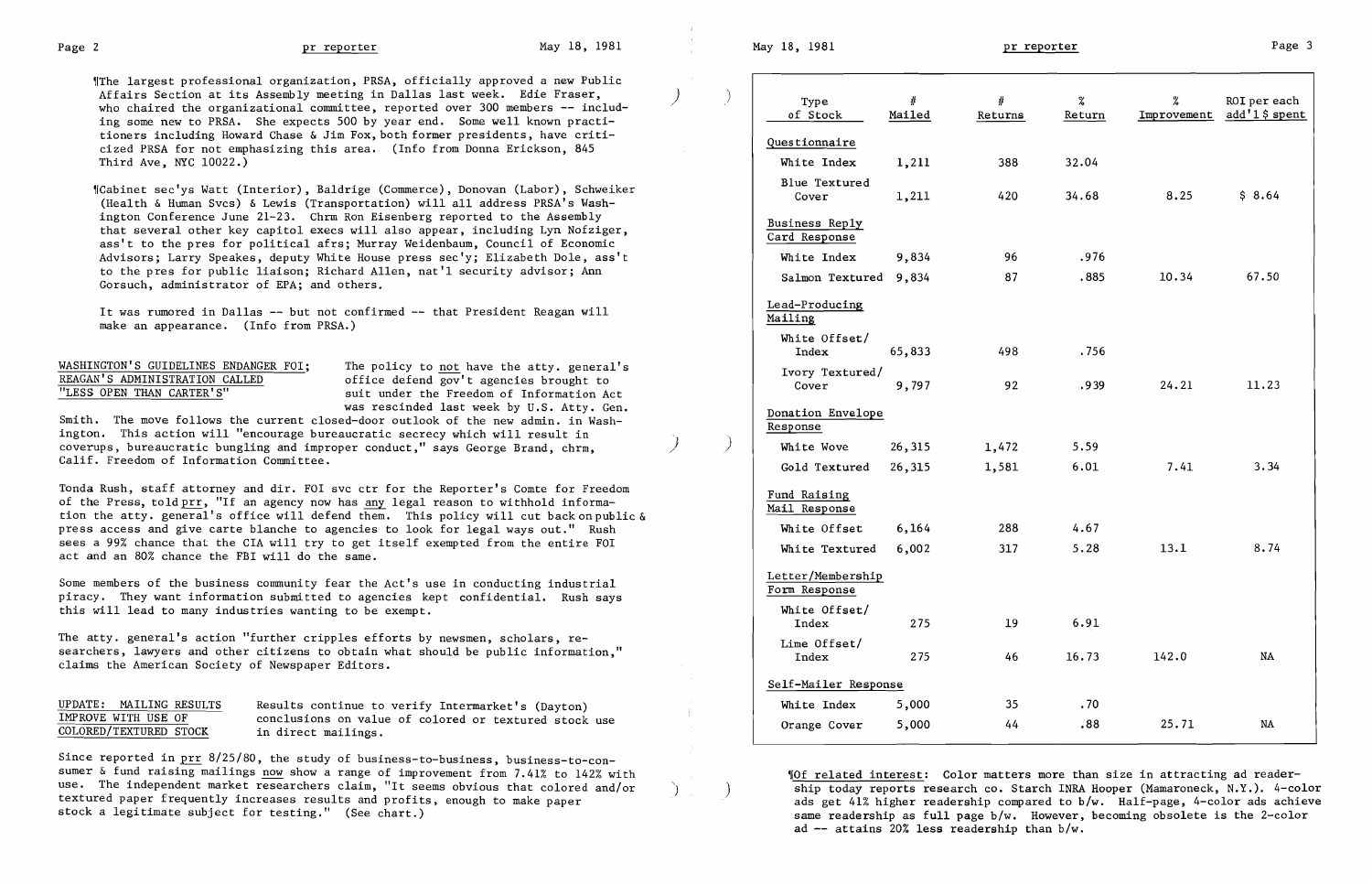¶The largest professional organization, PRSA, officially approved a new Public Affairs Section at its Assembly meeting in Dallas last week. Edie Fraser, who chaired the organizational committee, reported over 300 members -- including some new to PRSA. She expects 500 by year end. Some well known practitioners including Howard Chase & Jim Fox, both former presidents, have criticized PRSA for not emphasizing this area. (Info from Donna Erickson, 845 Third Ave, NYC 10022.)

¶Cabinet sec'ys Watt (Interior), Baldrige (Commerce), Donovan (Labor), Schweiker (Health & Human Svcs) & Lewis (Transportation) will all address PRSA's Washington Conference June 21-23. Chrm Ron Eisenberg reported to the Assembly that several other key capitol execs will also appear, including Lyn Nofziger, ass't to the pres for political afrs; Murray Weidenbaum, Council of Economic Advisors; Larry Speakes, deputy White House press sec'y; Elizabeth Dole, ass't to the pres for public liaison; Richard Allen, nat'l security advisor; Ann Gorsuch, administrator of EPA; and others.

It was rumored in Dallas -- but not confirmed -- that President Reagan will make an appearance. (Info from PRSA.)

WASHINGTON'S GUIDELINES ENDANGER FOI; REAGAN'S ADMINISTRATION CALLED "LESS OPEN THAN CARTER'S"

The policy to not have the atty. general's office defend gov't agencies brought to suit under the Freedom of Information Act was rescinded last week by U.S. Atty. Gen. Smith. The move follows the current closed-door outlook of the new admin. in Washington. This action will "encourage bureaucratic secrecy which will result in coverups, bureaucratic bungling and improper conduct," says George Brand, chrm, Calif. Freedom of Information Committee.

Tonda Rush, staff attorney and dir. FOI svc ctr for the Reporter's Comte for Freedom of the Press, told prr, "If an agency now has any legal reason to withhold information the atty. general's office will defend them. This policy will cut back on public & press access and give carte blanche to agencies to look for legal ways out." Rush sees a 99% chance that the CIA will try to get itself exempted from the entire FOI act and an 80% chance the FBI will do the same.

Some members of the business community fear the Act's use in conducting industrial piracy. They want information submitted to agencies kept confidential. Rush says this will lead to many industries wanting to be exempt.

The atty. general's action "further cripples efforts by newsmen, scholars, researchers, lawyers and other citizens to obtain what should be public information," claims the American Society of Newspaper Editors.

UPDATE: MAILING RESULTS IMPROVE WITH USE OF COLORED/TEXTURED STOCK

Results continue to verify Intermarket's (Dayton) conclusions on value of colored or textured stock use in direct mailings.

Since reported in prr 8/25/80, the study of business-to-business, business-to-consumer & fund raising mailings now show a range of improvement from 7.41% to 142% with use. The independent market researchers claim, "It seems obvious that colored and/or textured paper frequently increases results and profits, enough to make paper stock a legitimate subject for testing." (See chart.)

| Type of Stock | # Mailed | # Returns | % Return | % Improvement | ROI per each add'l $ spent |
|---|---|---|---|---|---|
| **Questionnaire** | | | | | |
| White Index | 1,211 | 388 | 32.04 | | |
| Blue Textured Cover | 1,211 | 420 | 34.68 | 8.25 | $ 8.64 |
| **Business Reply Card Response** | | | | | |
| White Index | 9,834 | 96 | .976 | | |
| Salmon Textured | 9,834 | 87 | .885 | 10.34 | 67.50 |
| **Lead-Producing Mailing** | | | | | |
| White Offset/ Index | 65,833 | 498 | .756 | | |
| Ivory Textured/ Cover | 9,797 | 92 | .939 | 24.21 | 11.23 |
| **Donation Envelope Response** | | | | | |
| White Wove | 26,315 | 1,472 | 5.59 | | |
| Gold Textured | 26,315 | 1,581 | 6.01 | 7.41 | 3.34 |
| **Fund Raising Mail Response** | | | | | |
| White Offset | 6,164 | 288 | 4.67 | | |
| White Textured | 6,002 | 317 | 5.28 | 13.1 | 8.74 |
| **Letter/Membership Form Response** | | | | | |
| White Offset/ Index | 275 | 19 | 6.91 | | |
| Lime Offset/ Index | 275 | 46 | 16.73 | 142.0 | NA |
| **Self-Mailer Response** | | | | | |
| White Index | 5,000 | 35 | .70 | | |
| Orange Cover | 5,000 | 44 | .88 | 25.71 | NA |

¶Of related interest: Color matters more than size in attracting ad readership today reports research co. Starch INRA Hooper (Mamaroneck, N.Y.). 4-color ads get 41% higher readership compared to b/w. Half-page, 4-color ads achieve same readership as full page b/w. However, becoming obsolete is the 2-color ad -- attains 20% less readership than b/w.